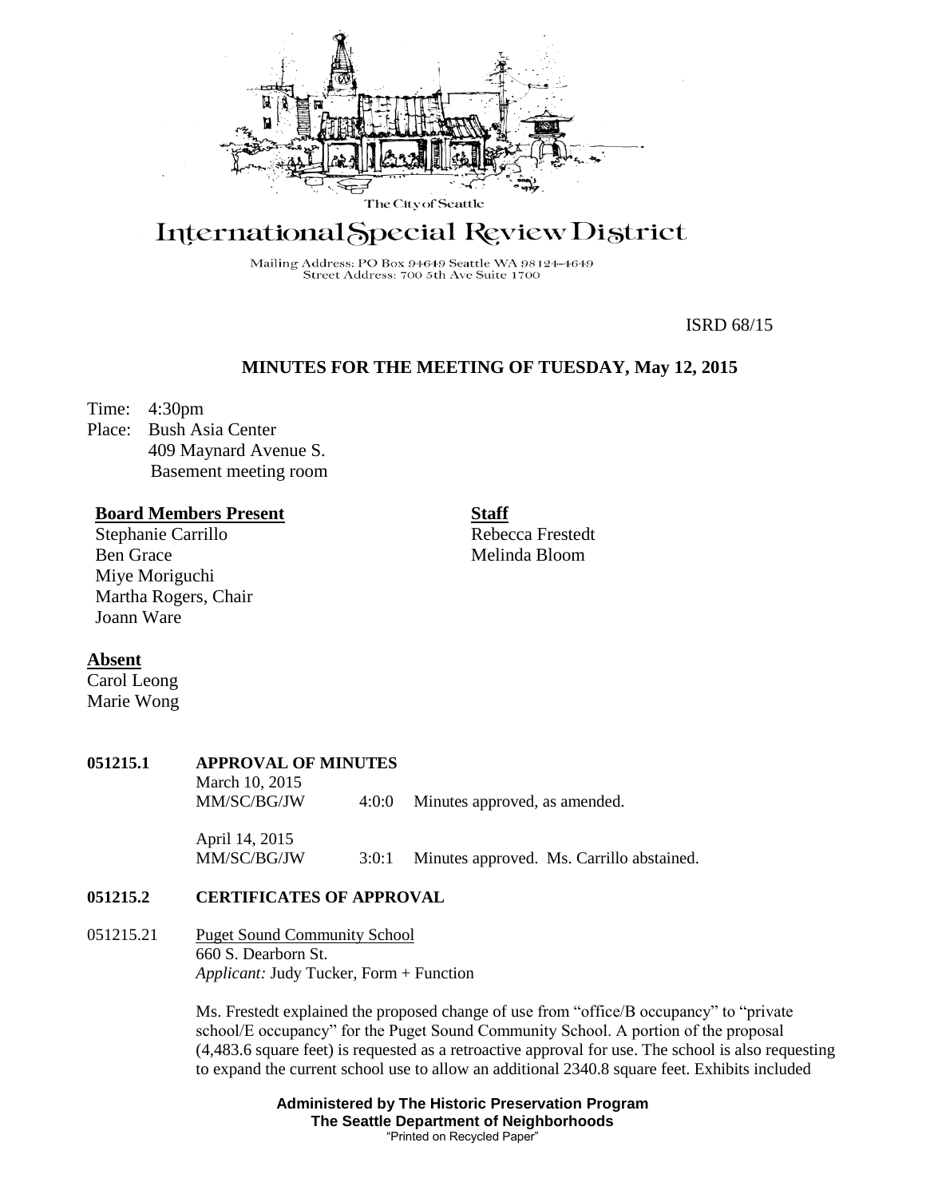The City of Seattle

# International Special Review District

Mailing Address: PO Box 94649 Seattle WA 98124-4649
Street Address: 700 5th Ave Suite 1700

ISRD 68/15

## MINUTES FOR THE MEETING OF TUESDAY, May 12, 2015

Time: 4:30pm
Place: Bush Asia Center
409 Maynard Avenue S.
Basement meeting room

**Board Members Present**
Stephanie Carrillo
Ben Grace
Miye Moriguchi
Martha Rogers, Chair
Joann Ware

**Staff**
Rebecca Frestedt
Melinda Bloom

**Absent**
Carol Leong
Marie Wong

**051215.1 APPROVAL OF MINUTES**

March 10, 2015
MM/SC/BG/JW 4:0:0 Minutes approved, as amended.

April 14, 2015
MM/SC/BG/JW 3:0:1 Minutes approved. Ms. Carrillo abstained.

**051215.2 CERTIFICATES OF APPROVAL**

051215.21 Puget Sound Community School
660 S. Dearborn St.
*Applicant:* Judy Tucker, Form + Function

Ms. Frestedt explained the proposed change of use from "office/B occupancy" to "private school/E occupancy" for the Puget Sound Community School. A portion of the proposal (4,483.6 square feet) is requested as a retroactive approval for use. The school is also requesting to expand the current school use to allow an additional 2340.8 square feet. Exhibits included

**Administered by The Historic Preservation Program**
**The Seattle Department of Neighborhoods**
"Printed on Recycled Paper"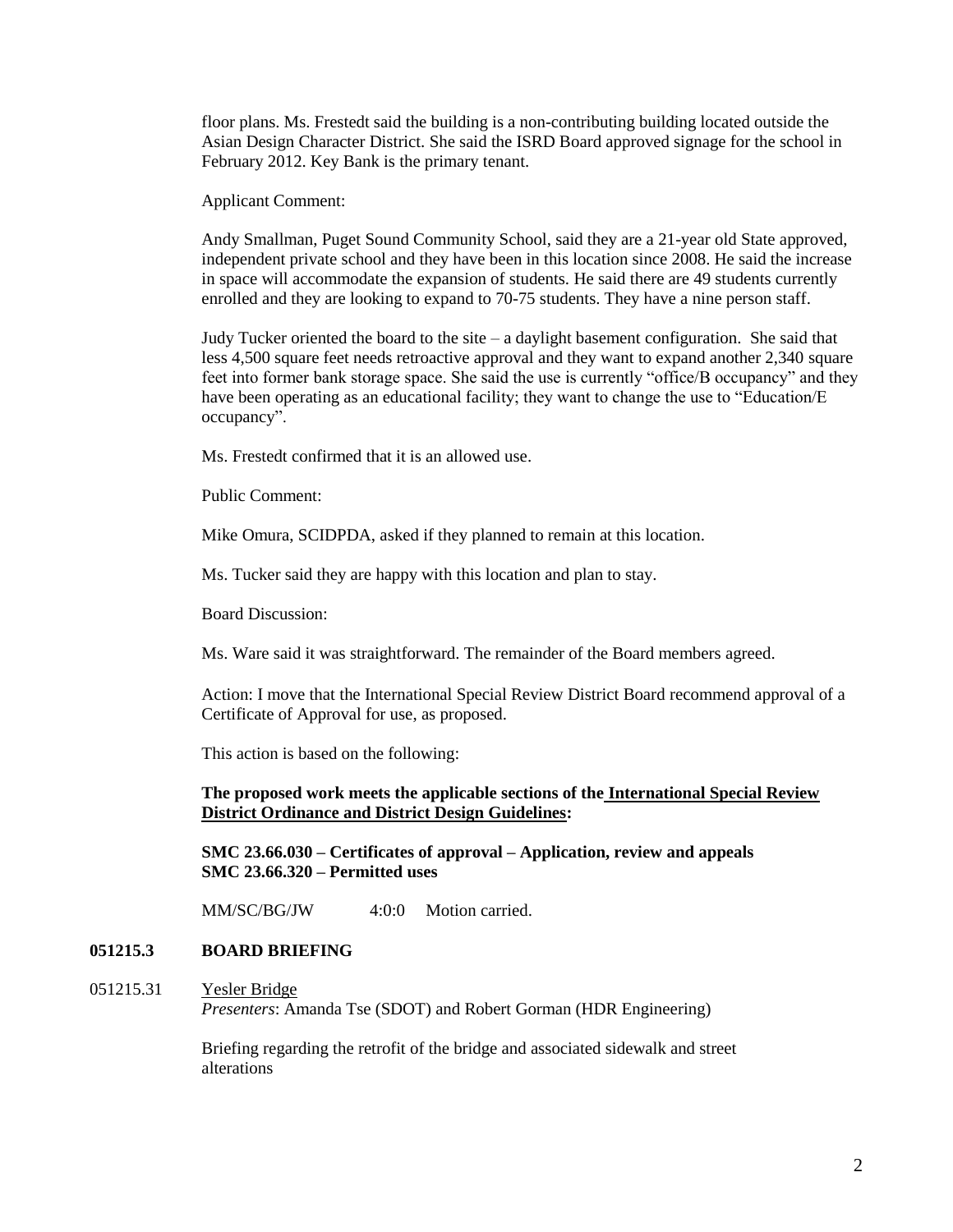floor plans. Ms. Frestedt said the building is a non-contributing building located outside the Asian Design Character District. She said the ISRD Board approved signage for the school in February 2012. Key Bank is the primary tenant.

Applicant Comment:

Andy Smallman, Puget Sound Community School, said they are a 21-year old State approved, independent private school and they have been in this location since 2008. He said the increase in space will accommodate the expansion of students. He said there are 49 students currently enrolled and they are looking to expand to 70-75 students. They have a nine person staff.

Judy Tucker oriented the board to the site – a daylight basement configuration. She said that less 4,500 square feet needs retroactive approval and they want to expand another 2,340 square feet into former bank storage space. She said the use is currently "office/B occupancy" and they have been operating as an educational facility; they want to change the use to "Education/E occupancy".

Ms. Frestedt confirmed that it is an allowed use.

Public Comment:

Mike Omura, SCIDPDA, asked if they planned to remain at this location.

Ms. Tucker said they are happy with this location and plan to stay.

Board Discussion:

Ms. Ware said it was straightforward. The remainder of the Board members agreed.

Action: I move that the International Special Review District Board recommend approval of a Certificate of Approval for use, as proposed.

This action is based on the following:

**The proposed work meets the applicable sections of the International Special Review District Ordinance and District Design Guidelines:**

**SMC 23.66.030 – Certificates of approval – Application, review and appeals**
**SMC 23.66.320 – Permitted uses**

MM/SC/BG/JW 4:0:0 Motion carried.

## 051215.3 BOARD BRIEFING

051215.31 Yesler Bridge
*Presenters*: Amanda Tse (SDOT) and Robert Gorman (HDR Engineering)

Briefing regarding the retrofit of the bridge and associated sidewalk and street alterations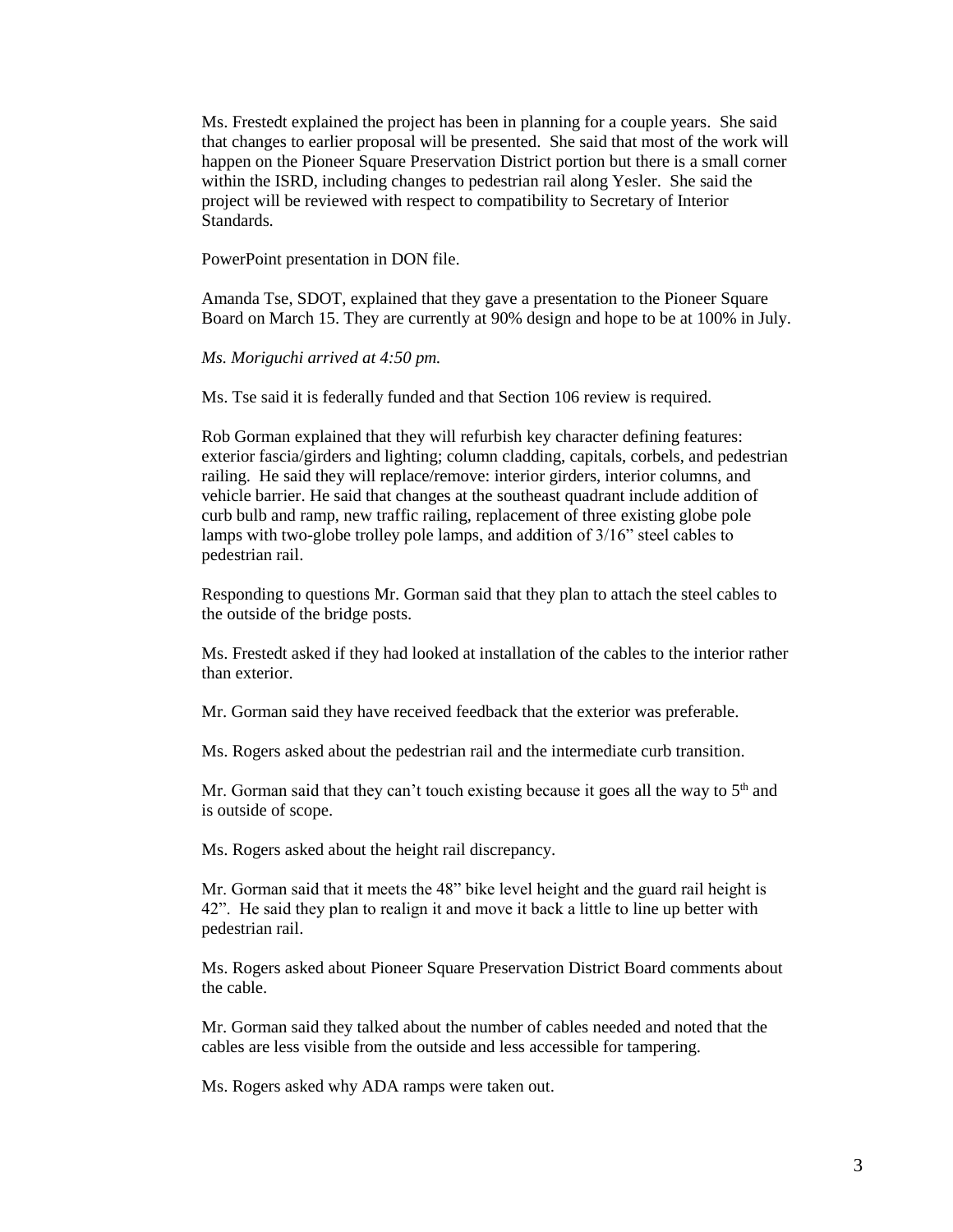Ms. Frestedt explained the project has been in planning for a couple years. She said that changes to earlier proposal will be presented. She said that most of the work will happen on the Pioneer Square Preservation District portion but there is a small corner within the ISRD, including changes to pedestrian rail along Yesler. She said the project will be reviewed with respect to compatibility to Secretary of Interior Standards.

PowerPoint presentation in DON file.

Amanda Tse, SDOT, explained that they gave a presentation to the Pioneer Square Board on March 15. They are currently at 90% design and hope to be at 100% in July.

*Ms. Moriguchi arrived at 4:50 pm.*

Ms. Tse said it is federally funded and that Section 106 review is required.

Rob Gorman explained that they will refurbish key character defining features: exterior fascia/girders and lighting; column cladding, capitals, corbels, and pedestrian railing. He said they will replace/remove: interior girders, interior columns, and vehicle barrier. He said that changes at the southeast quadrant include addition of curb bulb and ramp, new traffic railing, replacement of three existing globe pole lamps with two-globe trolley pole lamps, and addition of 3/16" steel cables to pedestrian rail.

Responding to questions Mr. Gorman said that they plan to attach the steel cables to the outside of the bridge posts.

Ms. Frestedt asked if they had looked at installation of the cables to the interior rather than exterior.

Mr. Gorman said they have received feedback that the exterior was preferable.

Ms. Rogers asked about the pedestrian rail and the intermediate curb transition.

Mr. Gorman said that they can't touch existing because it goes all the way to 5th and is outside of scope.

Ms. Rogers asked about the height rail discrepancy.

Mr. Gorman said that it meets the 48" bike level height and the guard rail height is 42". He said they plan to realign it and move it back a little to line up better with pedestrian rail.

Ms. Rogers asked about Pioneer Square Preservation District Board comments about the cable.

Mr. Gorman said they talked about the number of cables needed and noted that the cables are less visible from the outside and less accessible for tampering.

Ms. Rogers asked why ADA ramps were taken out.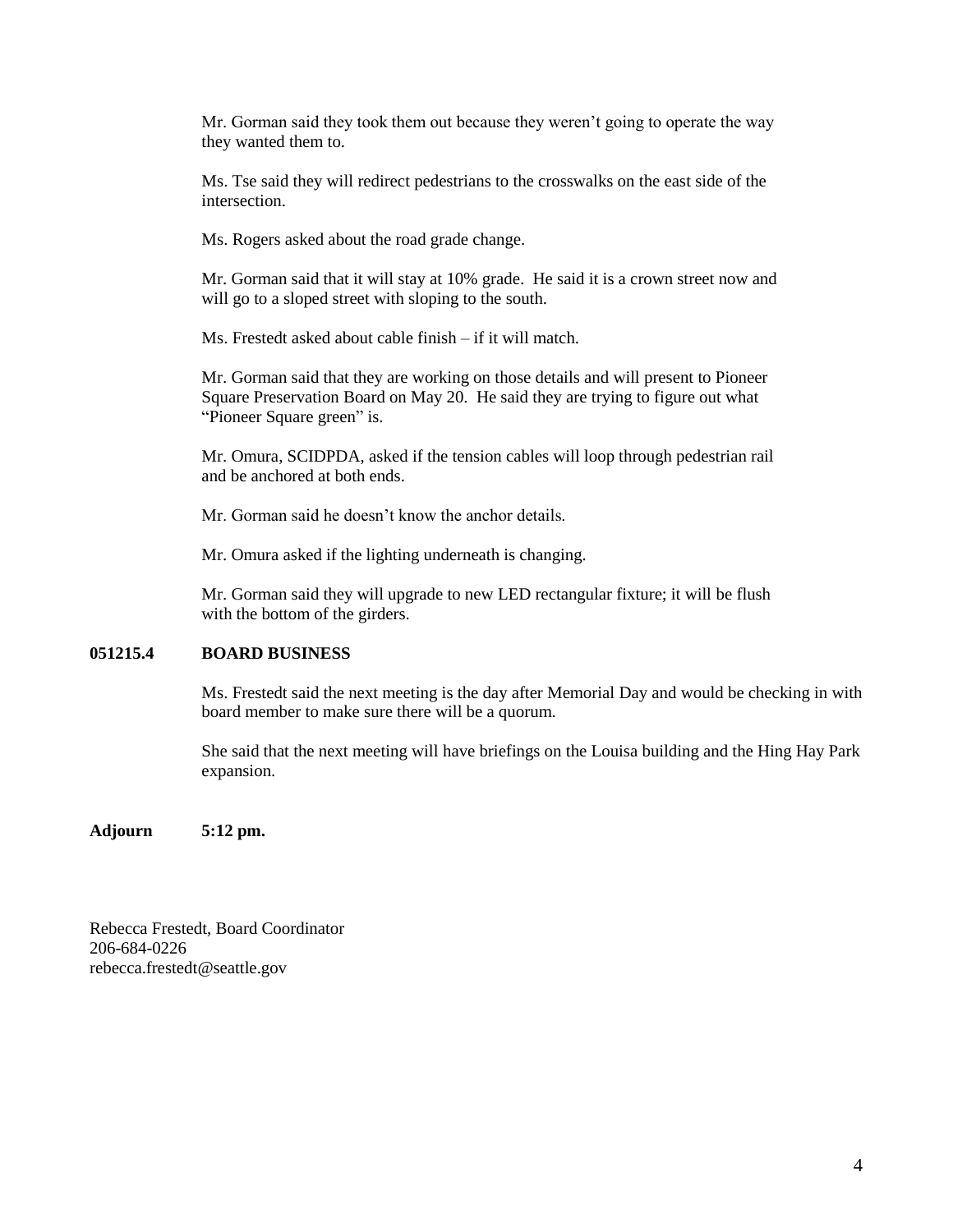Mr. Gorman said they took them out because they weren't going to operate the way they wanted them to.

Ms. Tse said they will redirect pedestrians to the crosswalks on the east side of the intersection.

Ms. Rogers asked about the road grade change.

Mr. Gorman said that it will stay at 10% grade. He said it is a crown street now and will go to a sloped street with sloping to the south.

Ms. Frestedt asked about cable finish – if it will match.

Mr. Gorman said that they are working on those details and will present to Pioneer Square Preservation Board on May 20. He said they are trying to figure out what "Pioneer Square green" is.

Mr. Omura, SCIDPDA, asked if the tension cables will loop through pedestrian rail and be anchored at both ends.

Mr. Gorman said he doesn't know the anchor details.

Mr. Omura asked if the lighting underneath is changing.

Mr. Gorman said they will upgrade to new LED rectangular fixture; it will be flush with the bottom of the girders.

**051215.4 BOARD BUSINESS**

Ms. Frestedt said the next meeting is the day after Memorial Day and would be checking in with board member to make sure there will be a quorum.

She said that the next meeting will have briefings on the Louisa building and the Hing Hay Park expansion.

**Adjourn 5:12 pm.**

Rebecca Frestedt, Board Coordinator
206-684-0226
rebecca.frestedt@seattle.gov